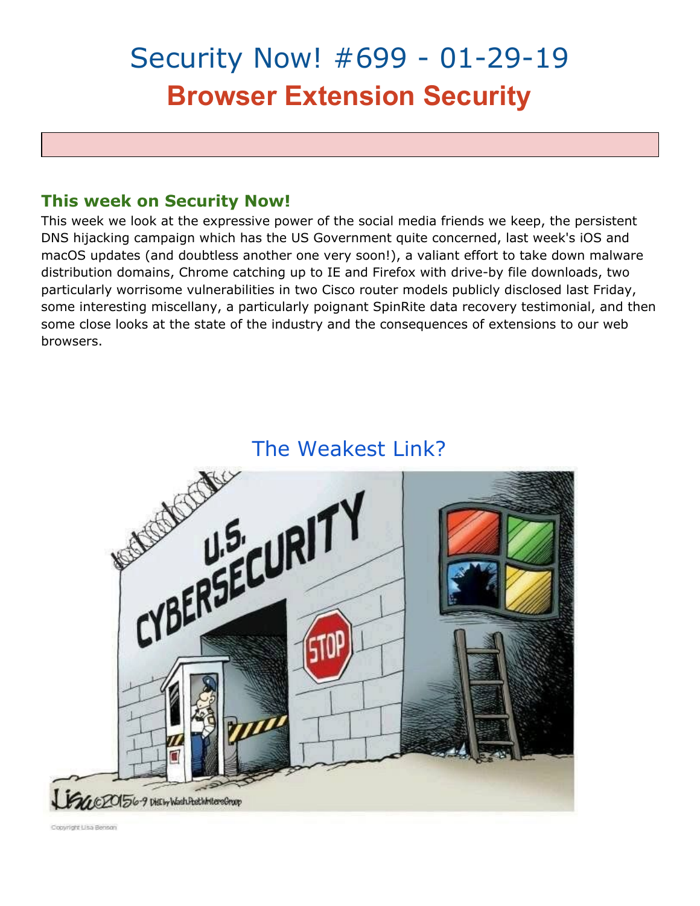# Security Now! #699 - 01-29-19

## Browser Extension Security

### This week on Security Now!

This week we look at the expressive power of the social media friends we keep, the persistent DNS hijacking campaign which has the US Government quite concerned, last week's iOS and macOS updates (and doubtless another one very soon!), a valiant effort to take down malware distribution domains, Chrome catching up to IE and Firefox with drive-by file downloads, two particularly worrisome vulnerabilities in two Cisco router models publicly disclosed last Friday, some interesting miscellany, a particularly poignant SpinRite data recovery testimonial, and then some close looks at the state of the industry and the consequences of extensions to our web browsers.

## The Weakest Link?

Copyright Lisa Benson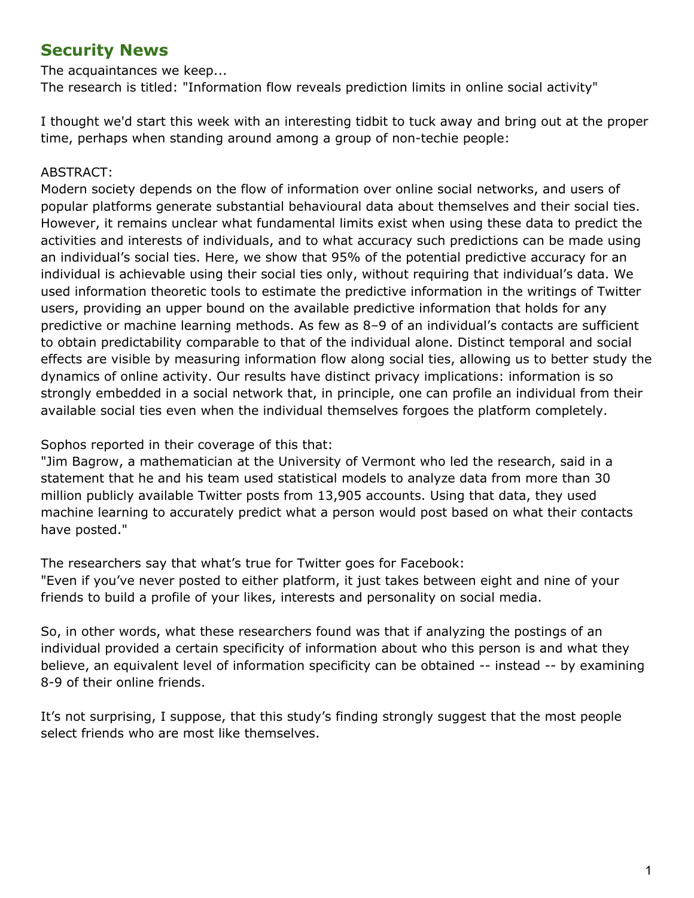## Security News

The acquaintances we keep...
The research is titled: "Information flow reveals prediction limits in online social activity"

I thought we'd start this week with an interesting tidbit to tuck away and bring out at the proper time, perhaps when standing around among a group of non-techie people:

ABSTRACT:
Modern society depends on the flow of information over online social networks, and users of popular platforms generate substantial behavioural data about themselves and their social ties. However, it remains unclear what fundamental limits exist when using these data to predict the activities and interests of individuals, and to what accuracy such predictions can be made using an individual's social ties. Here, we show that 95% of the potential predictive accuracy for an individual is achievable using their social ties only, without requiring that individual's data. We used information theoretic tools to estimate the predictive information in the writings of Twitter users, providing an upper bound on the available predictive information that holds for any predictive or machine learning methods. As few as 8–9 of an individual's contacts are sufficient to obtain predictability comparable to that of the individual alone. Distinct temporal and social effects are visible by measuring information flow along social ties, allowing us to better study the dynamics of online activity. Our results have distinct privacy implications: information is so strongly embedded in a social network that, in principle, one can profile an individual from their available social ties even when the individual themselves forgoes the platform completely.

Sophos reported in their coverage of this that:
"Jim Bagrow, a mathematician at the University of Vermont who led the research, said in a statement that he and his team used statistical models to analyze data from more than 30 million publicly available Twitter posts from 13,905 accounts. Using that data, they used machine learning to accurately predict what a person would post based on what their contacts have posted."

The researchers say that what's true for Twitter goes for Facebook:
"Even if you've never posted to either platform, it just takes between eight and nine of your friends to build a profile of your likes, interests and personality on social media.

So, in other words, what these researchers found was that if analyzing the postings of an individual provided a certain specificity of information about who this person is and what they believe, an equivalent level of information specificity can be obtained -- instead -- by examining 8-9 of their online friends.

It's not surprising, I suppose, that this study's finding strongly suggest that the most people select friends who are most like themselves.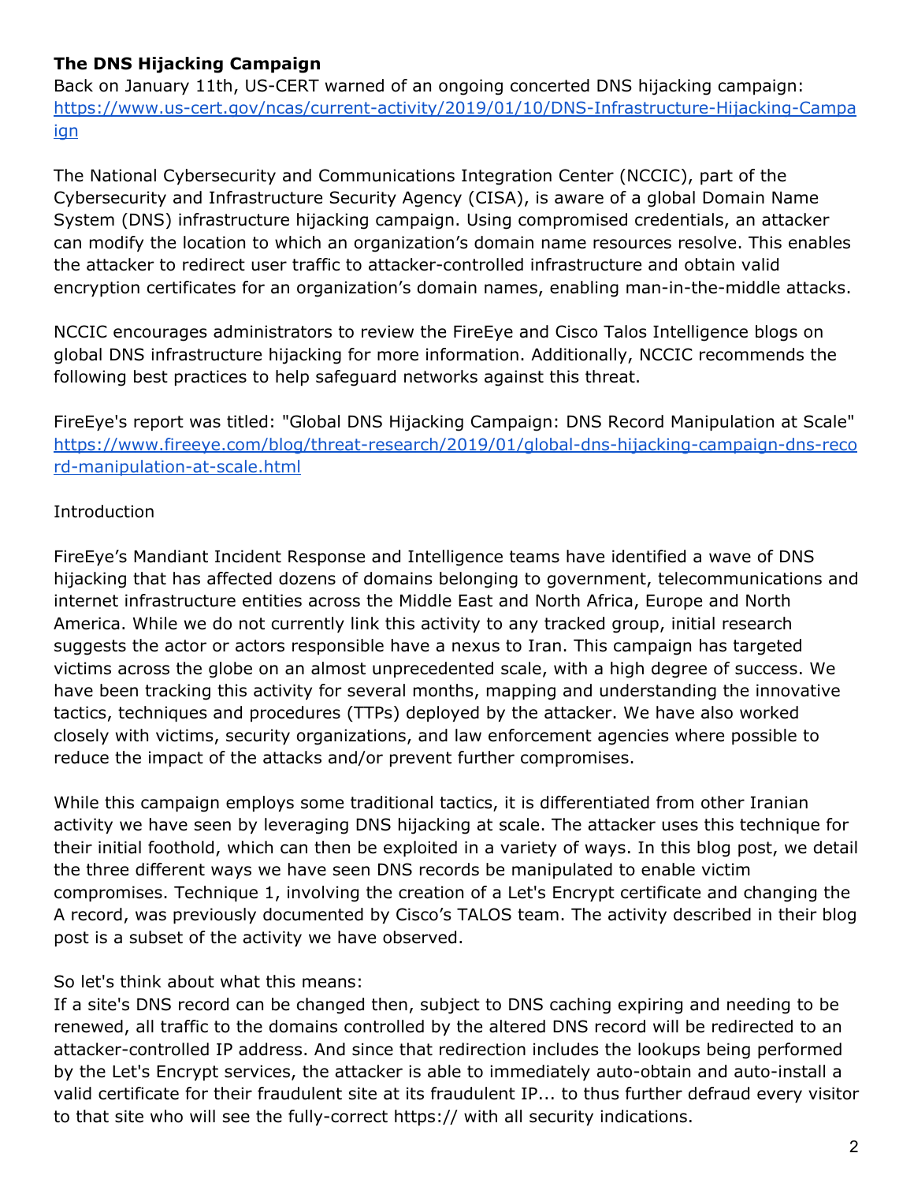**The DNS Hijacking Campaign**
Back on January 11th, US-CERT warned of an ongoing concerted DNS hijacking campaign:
[https://www.us-cert.gov/ncas/current-activity/2019/01/10/DNS-Infrastructure-Hijacking-Campaign](https://www.us-cert.gov/ncas/current-activity/2019/01/10/DNS-Infrastructure-Hijacking-Campaign)

The National Cybersecurity and Communications Integration Center (NCCIC), part of the Cybersecurity and Infrastructure Security Agency (CISA), is aware of a global Domain Name System (DNS) infrastructure hijacking campaign. Using compromised credentials, an attacker can modify the location to which an organization's domain name resources resolve. This enables the attacker to redirect user traffic to attacker-controlled infrastructure and obtain valid encryption certificates for an organization's domain names, enabling man-in-the-middle attacks.

NCCIC encourages administrators to review the FireEye and Cisco Talos Intelligence blogs on global DNS infrastructure hijacking for more information. Additionally, NCCIC recommends the following best practices to help safeguard networks against this threat.

FireEye's report was titled: "Global DNS Hijacking Campaign: DNS Record Manipulation at Scale"
[https://www.fireeye.com/blog/threat-research/2019/01/global-dns-hijacking-campaign-dns-record-manipulation-at-scale.html](https://www.fireeye.com/blog/threat-research/2019/01/global-dns-hijacking-campaign-dns-record-manipulation-at-scale.html)

Introduction

FireEye's Mandiant Incident Response and Intelligence teams have identified a wave of DNS hijacking that has affected dozens of domains belonging to government, telecommunications and internet infrastructure entities across the Middle East and North Africa, Europe and North America. While we do not currently link this activity to any tracked group, initial research suggests the actor or actors responsible have a nexus to Iran. This campaign has targeted victims across the globe on an almost unprecedented scale, with a high degree of success. We have been tracking this activity for several months, mapping and understanding the innovative tactics, techniques and procedures (TTPs) deployed by the attacker. We have also worked closely with victims, security organizations, and law enforcement agencies where possible to reduce the impact of the attacks and/or prevent further compromises.

While this campaign employs some traditional tactics, it is differentiated from other Iranian activity we have seen by leveraging DNS hijacking at scale. The attacker uses this technique for their initial foothold, which can then be exploited in a variety of ways. In this blog post, we detail the three different ways we have seen DNS records be manipulated to enable victim compromises. Technique 1, involving the creation of a Let's Encrypt certificate and changing the A record, was previously documented by Cisco's TALOS team. The activity described in their blog post is a subset of the activity we have observed.

So let's think about what this means:
If a site's DNS record can be changed then, subject to DNS caching expiring and needing to be renewed, all traffic to the domains controlled by the altered DNS record will be redirected to an attacker-controlled IP address. And since that redirection includes the lookups being performed by the Let's Encrypt services, the attacker is able to immediately auto-obtain and auto-install a valid certificate for their fraudulent site at its fraudulent IP... to thus further defraud every visitor to that site who will see the fully-correct https:// with all security indications.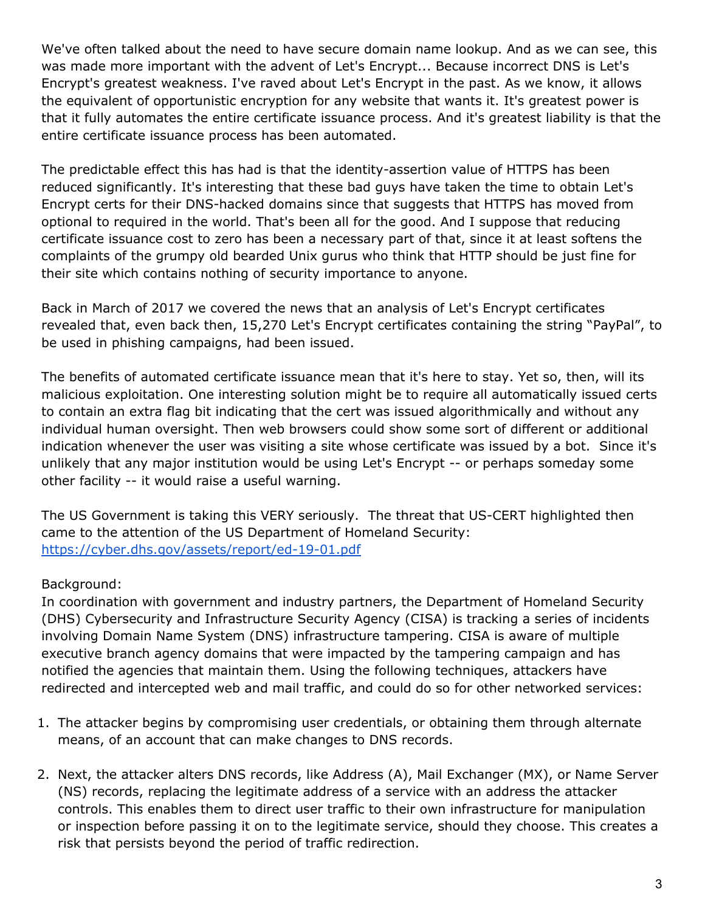We've often talked about the need to have secure domain name lookup. And as we can see, this was made more important with the advent of Let's Encrypt... Because incorrect DNS is Let's Encrypt's greatest weakness. I've raved about Let's Encrypt in the past. As we know, it allows the equivalent of opportunistic encryption for any website that wants it. It's greatest power is that it fully automates the entire certificate issuance process. And it's greatest liability is that the entire certificate issuance process has been automated.

The predictable effect this has had is that the identity-assertion value of HTTPS has been reduced significantly. It's interesting that these bad guys have taken the time to obtain Let's Encrypt certs for their DNS-hacked domains since that suggests that HTTPS has moved from optional to required in the world. That's been all for the good. And I suppose that reducing certificate issuance cost to zero has been a necessary part of that, since it at least softens the complaints of the grumpy old bearded Unix gurus who think that HTTP should be just fine for their site which contains nothing of security importance to anyone.

Back in March of 2017 we covered the news that an analysis of Let's Encrypt certificates revealed that, even back then, 15,270 Let's Encrypt certificates containing the string “PayPal”, to be used in phishing campaigns, had been issued.

The benefits of automated certificate issuance mean that it's here to stay. Yet so, then, will its malicious exploitation. One interesting solution might be to require all automatically issued certs to contain an extra flag bit indicating that the cert was issued algorithmically and without any individual human oversight. Then web browsers could show some sort of different or additional indication whenever the user was visiting a site whose certificate was issued by a bot. Since it's unlikely that any major institution would be using Let's Encrypt -- or perhaps someday some other facility -- it would raise a useful warning.

The US Government is taking this VERY seriously. The threat that US-CERT highlighted then came to the attention of the US Department of Homeland Security:
https://cyber.dhs.gov/assets/report/ed-19-01.pdf

Background:
In coordination with government and industry partners, the Department of Homeland Security (DHS) Cybersecurity and Infrastructure Security Agency (CISA) is tracking a series of incidents involving Domain Name System (DNS) infrastructure tampering. CISA is aware of multiple executive branch agency domains that were impacted by the tampering campaign and has notified the agencies that maintain them. Using the following techniques, attackers have redirected and intercepted web and mail traffic, and could do so for other networked services:

1. The attacker begins by compromising user credentials, or obtaining them through alternate means, of an account that can make changes to DNS records.

2. Next, the attacker alters DNS records, like Address (A), Mail Exchanger (MX), or Name Server (NS) records, replacing the legitimate address of a service with an address the attacker controls. This enables them to direct user traffic to their own infrastructure for manipulation or inspection before passing it on to the legitimate service, should they choose. This creates a risk that persists beyond the period of traffic redirection.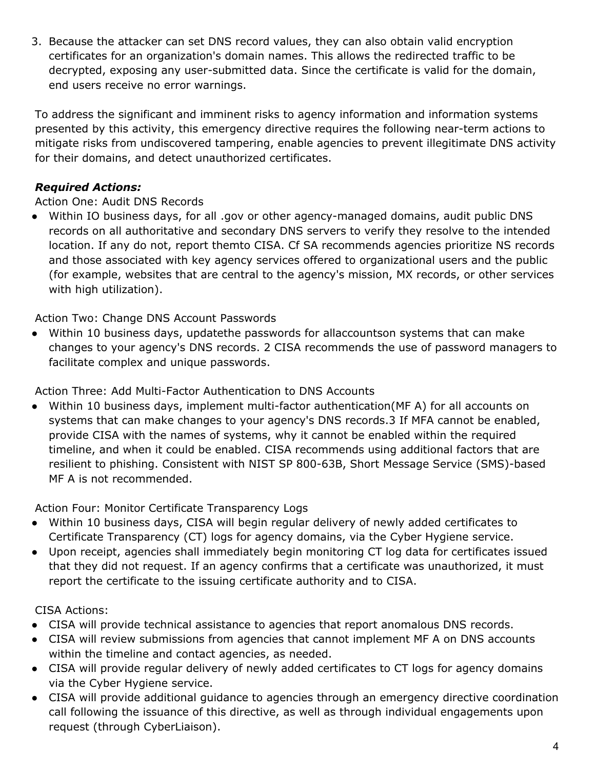3. Because the attacker can set DNS record values, they can also obtain valid encryption certificates for an organization's domain names. This allows the redirected traffic to be decrypted, exposing any user-submitted data. Since the certificate is valid for the domain, end users receive no error warnings.

To address the significant and imminent risks to agency information and information systems presented by this activity, this emergency directive requires the following near-term actions to mitigate risks from undiscovered tampering, enable agencies to prevent illegitimate DNS activity for their domains, and detect unauthorized certificates.

***Required Actions:***

Action One: Audit DNS Records

- Within IO business days, for all .gov or other agency-managed domains, audit public DNS records on all authoritative and secondary DNS servers to verify they resolve to the intended location. If any do not, report themto CISA. Cf SA recommends agencies prioritize NS records and those associated with key agency services offered to organizational users and the public (for example, websites that are central to the agency's mission, MX records, or other services with high utilization).

Action Two: Change DNS Account Passwords

- Within 10 business days, updatethe passwords for allaccountson systems that can make changes to your agency's DNS records. 2 CISA recommends the use of password managers to facilitate complex and unique passwords.

Action Three: Add Multi-Factor Authentication to DNS Accounts

- Within 10 business days, implement multi-factor authentication(MF A) for all accounts on systems that can make changes to your agency's DNS records.3 If MFA cannot be enabled, provide CISA with the names of systems, why it cannot be enabled within the required timeline, and when it could be enabled. CISA recommends using additional factors that are resilient to phishing. Consistent with NIST SP 800-63B, Short Message Service (SMS)-based MF A is not recommended.

Action Four: Monitor Certificate Transparency Logs

- Within 10 business days, CISA will begin regular delivery of newly added certificates to Certificate Transparency (CT) logs for agency domains, via the Cyber Hygiene service.
- Upon receipt, agencies shall immediately begin monitoring CT log data for certificates issued that they did not request. If an agency confirms that a certificate was unauthorized, it must report the certificate to the issuing certificate authority and to CISA.

CISA Actions:

- CISA will provide technical assistance to agencies that report anomalous DNS records.
- CISA will review submissions from agencies that cannot implement MF A on DNS accounts within the timeline and contact agencies, as needed.
- CISA will provide regular delivery of newly added certificates to CT logs for agency domains via the Cyber Hygiene service.
- CISA will provide additional guidance to agencies through an emergency directive coordination call following the issuance of this directive, as well as through individual engagements upon request (through CyberLiaison).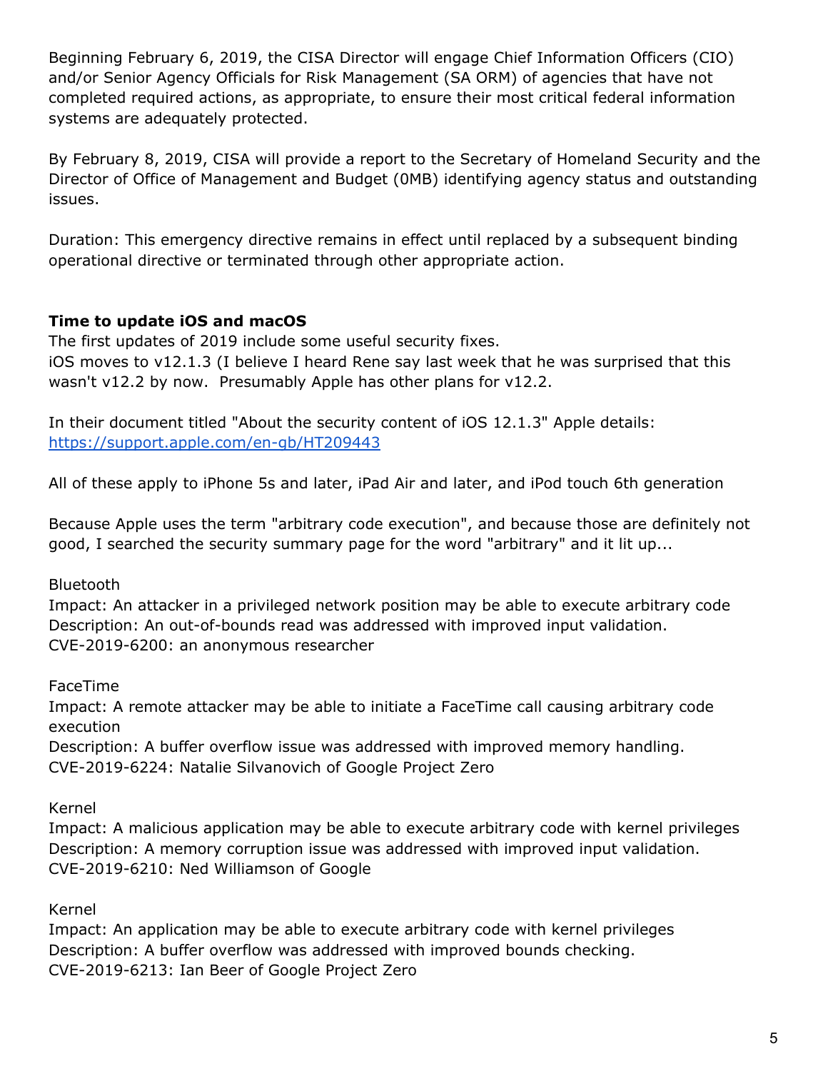Beginning February 6, 2019, the CISA Director will engage Chief Information Officers (CIO) and/or Senior Agency Officials for Risk Management (SA ORM) of agencies that have not completed required actions, as appropriate, to ensure their most critical federal information systems are adequately protected.

By February 8, 2019, CISA will provide a report to the Secretary of Homeland Security and the Director of Office of Management and Budget (0MB) identifying agency status and outstanding issues.

Duration: This emergency directive remains in effect until replaced by a subsequent binding operational directive or terminated through other appropriate action.

**Time to update iOS and macOS**

The first updates of 2019 include some useful security fixes.
iOS moves to v12.1.3 (I believe I heard Rene say last week that he was surprised that this wasn't v12.2 by now. Presumably Apple has other plans for v12.2.

In their document titled "About the security content of iOS 12.1.3" Apple details:
https://support.apple.com/en-gb/HT209443

All of these apply to iPhone 5s and later, iPad Air and later, and iPod touch 6th generation

Because Apple uses the term "arbitrary code execution", and because those are definitely not good, I searched the security summary page for the word "arbitrary" and it lit up...

Bluetooth
Impact: An attacker in a privileged network position may be able to execute arbitrary code
Description: An out-of-bounds read was addressed with improved input validation.
CVE-2019-6200: an anonymous researcher

FaceTime
Impact: A remote attacker may be able to initiate a FaceTime call causing arbitrary code execution
Description: A buffer overflow issue was addressed with improved memory handling.
CVE-2019-6224: Natalie Silvanovich of Google Project Zero

Kernel
Impact: A malicious application may be able to execute arbitrary code with kernel privileges
Description: A memory corruption issue was addressed with improved input validation.
CVE-2019-6210: Ned Williamson of Google

Kernel
Impact: An application may be able to execute arbitrary code with kernel privileges
Description: A buffer overflow was addressed with improved bounds checking.
CVE-2019-6213: Ian Beer of Google Project Zero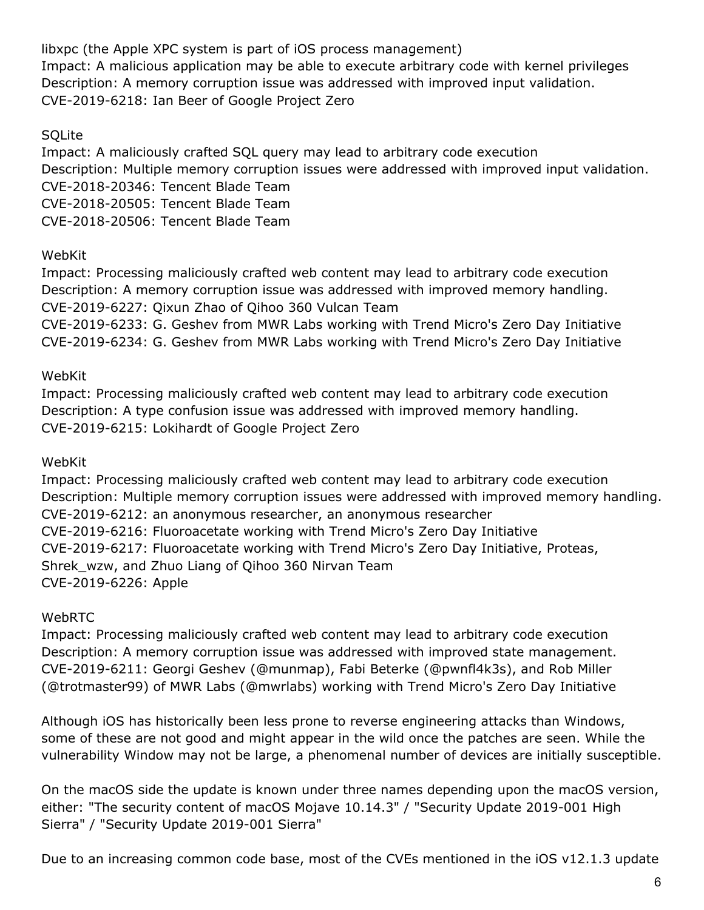libxpc (the Apple XPC system is part of iOS process management)
Impact: A malicious application may be able to execute arbitrary code with kernel privileges
Description: A memory corruption issue was addressed with improved input validation.
CVE-2019-6218: Ian Beer of Google Project Zero

SQLite
Impact: A maliciously crafted SQL query may lead to arbitrary code execution
Description: Multiple memory corruption issues were addressed with improved input validation.
CVE-2018-20346: Tencent Blade Team
CVE-2018-20505: Tencent Blade Team
CVE-2018-20506: Tencent Blade Team

WebKit
Impact: Processing maliciously crafted web content may lead to arbitrary code execution
Description: A memory corruption issue was addressed with improved memory handling.
CVE-2019-6227: Qixun Zhao of Qihoo 360 Vulcan Team
CVE-2019-6233: G. Geshev from MWR Labs working with Trend Micro's Zero Day Initiative
CVE-2019-6234: G. Geshev from MWR Labs working with Trend Micro's Zero Day Initiative

WebKit
Impact: Processing maliciously crafted web content may lead to arbitrary code execution
Description: A type confusion issue was addressed with improved memory handling.
CVE-2019-6215: Lokihardt of Google Project Zero

WebKit
Impact: Processing maliciously crafted web content may lead to arbitrary code execution
Description: Multiple memory corruption issues were addressed with improved memory handling.
CVE-2019-6212: an anonymous researcher, an anonymous researcher
CVE-2019-6216: Fluoroacetate working with Trend Micro's Zero Day Initiative
CVE-2019-6217: Fluoroacetate working with Trend Micro's Zero Day Initiative, Proteas, Shrek_wzw, and Zhuo Liang of Qihoo 360 Nirvan Team
CVE-2019-6226: Apple

WebRTC
Impact: Processing maliciously crafted web content may lead to arbitrary code execution
Description: A memory corruption issue was addressed with improved state management.
CVE-2019-6211: Georgi Geshev (@munmap), Fabi Beterke (@pwnfl4k3s), and Rob Miller (@trotmaster99) of MWR Labs (@mwrlabs) working with Trend Micro's Zero Day Initiative

Although iOS has historically been less prone to reverse engineering attacks than Windows, some of these are not good and might appear in the wild once the patches are seen. While the vulnerability Window may not be large, a phenomenal number of devices are initially susceptible.

On the macOS side the update is known under three names depending upon the macOS version, either: "The security content of macOS Mojave 10.14.3" / "Security Update 2019-001 High Sierra" / "Security Update 2019-001 Sierra"

Due to an increasing common code base, most of the CVEs mentioned in the iOS v12.1.3 update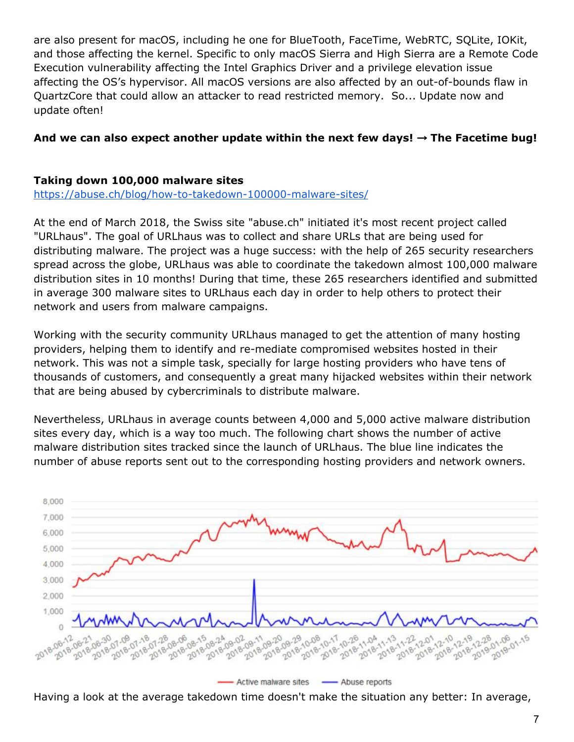are also present for macOS, including he one for BlueTooth, FaceTime, WebRTC, SQLite, IOKit, and those affecting the kernel. Specific to only macOS Sierra and High Sierra are a Remote Code Execution vulnerability affecting the Intel Graphics Driver and a privilege elevation issue affecting the OS's hypervisor. All macOS versions are also affected by an out-of-bounds flaw in QuartzCore that could allow an attacker to read restricted memory. So... Update now and update often!

**And we can also expect another update within the next few days! → The Facetime bug!**

**Taking down 100,000 malware sites**
https://abuse.ch/blog/how-to-takedown-100000-malware-sites/

At the end of March 2018, the Swiss site "abuse.ch" initiated it's most recent project called "URLhaus". The goal of URLhaus was to collect and share URLs that are being used for distributing malware. The project was a huge success: with the help of 265 security researchers spread across the globe, URLhaus was able to coordinate the takedown almost 100,000 malware distribution sites in 10 months! During that time, these 265 researchers identified and submitted in average 300 malware sites to URLhaus each day in order to help others to protect their network and users from malware campaigns.

Working with the security community URLhaus managed to get the attention of many hosting providers, helping them to identify and re-mediate compromised websites hosted in their network. This was not a simple task, specially for large hosting providers who have tens of thousands of customers, and consequently a great many hijacked websites within their network that are being abused by cybercriminals to distribute malware.

Nevertheless, URLhaus in average counts between 4,000 and 5,000 active malware distribution sites every day, which is a way too much. The following chart shows the number of active malware distribution sites tracked since the launch of URLhaus. The blue line indicates the number of abuse reports sent out to the corresponding hosting providers and network owners.

Having a look at the average takedown time doesn't make the situation any better: In average,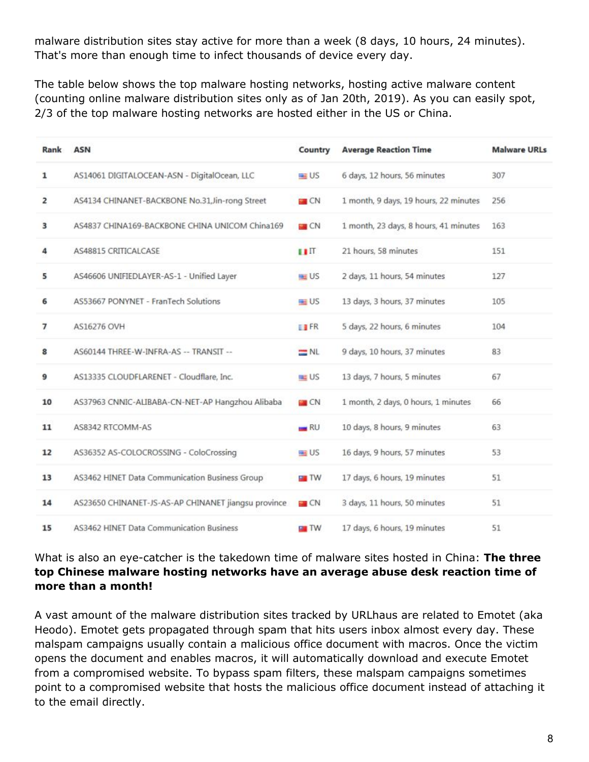malware distribution sites stay active for more than a week (8 days, 10 hours, 24 minutes). That's more than enough time to infect thousands of device every day.

The table below shows the top malware hosting networks, hosting active malware content (counting online malware distribution sites only as of Jan 20th, 2019). As you can easily spot, 2/3 of the top malware hosting networks are hosted either in the US or China.

| Rank | ASN | Country | Average Reaction Time | Malware URLs |
|---|---|---|---|---|
| 1 | AS14061 DIGITALOCEAN-ASN - DigitalOcean, LLC | US | 6 days, 12 hours, 56 minutes | 307 |
| 2 | AS4134 CHINANET-BACKBONE No.31,Jin-rong Street | CN | 1 month, 9 days, 19 hours, 22 minutes | 256 |
| 3 | AS4837 CHINA169-BACKBONE CHINA UNICOM China169 | CN | 1 month, 23 days, 8 hours, 41 minutes | 163 |
| 4 | AS48815 CRITICALCASE | IT | 21 hours, 58 minutes | 151 |
| 5 | AS46606 UNIFIEDLAYER-AS-1 - Unified Layer | US | 2 days, 11 hours, 54 minutes | 127 |
| 6 | AS53667 PONYNET - FranTech Solutions | US | 13 days, 3 hours, 37 minutes | 105 |
| 7 | AS16276 OVH | FR | 5 days, 22 hours, 6 minutes | 104 |
| 8 | AS60144 THREE-W-INFRA-AS -- TRANSIT -- | NL | 9 days, 10 hours, 37 minutes | 83 |
| 9 | AS13335 CLOUDFLARENET - Cloudflare, Inc. | US | 13 days, 7 hours, 5 minutes | 67 |
| 10 | AS37963 CNNIC-ALIBABA-CN-NET-AP Hangzhou Alibaba | CN | 1 month, 2 days, 0 hours, 1 minutes | 66 |
| 11 | AS8342 RTCOMM-AS | RU | 10 days, 8 hours, 9 minutes | 63 |
| 12 | AS36352 AS-COLOCROSSING - ColoCrossing | US | 16 days, 9 hours, 57 minutes | 53 |
| 13 | AS3462 HINET Data Communication Business Group | TW | 17 days, 6 hours, 19 minutes | 51 |
| 14 | AS23650 CHINANET-JS-AS-AP CHINANET jiangsu province | CN | 3 days, 11 hours, 50 minutes | 51 |
| 15 | AS3462 HINET Data Communication Business | TW | 17 days, 6 hours, 19 minutes | 51 |

What is also an eye-catcher is the takedown time of malware sites hosted in China: **The three top Chinese malware hosting networks have an average abuse desk reaction time of more than a month!**

A vast amount of the malware distribution sites tracked by URLhaus are related to Emotet (aka Heodo). Emotet gets propagated through spam that hits users inbox almost every day. These malspam campaigns usually contain a malicious office document with macros. Once the victim opens the document and enables macros, it will automatically download and execute Emotet from a compromised website. To bypass spam filters, these malspam campaigns sometimes point to a compromised website that hosts the malicious office document instead of attaching it to the email directly.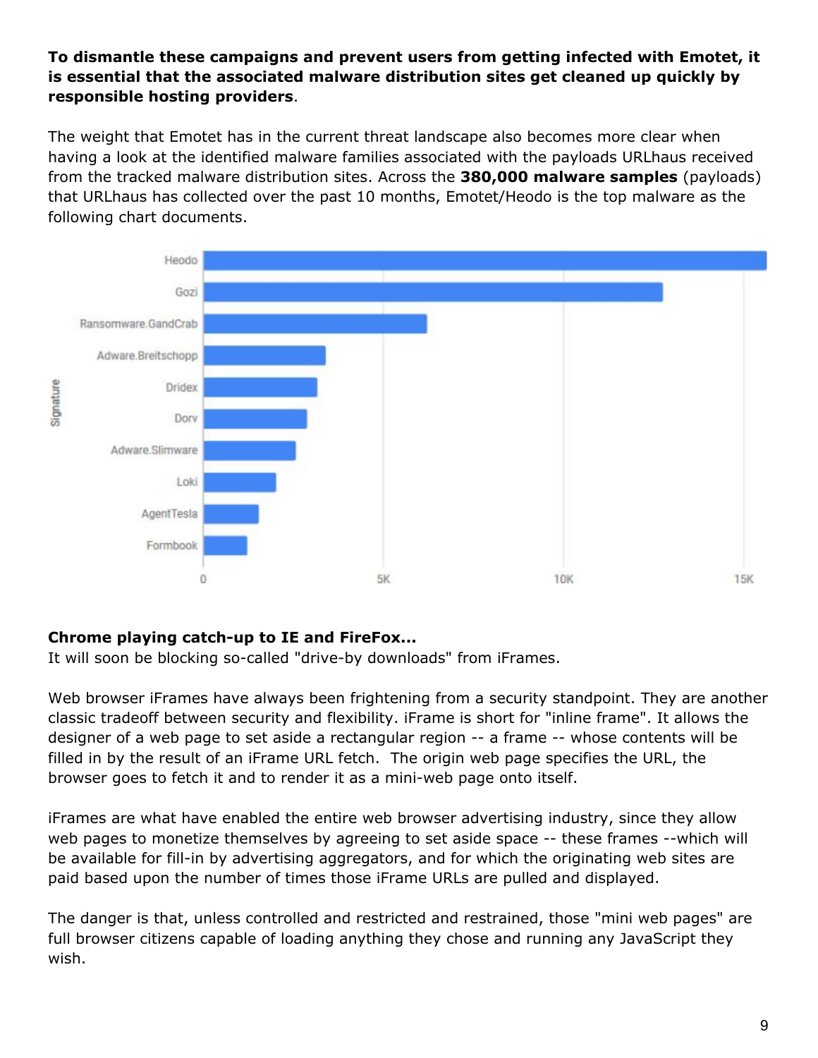**To dismantle these campaigns and prevent users from getting infected with Emotet, it is essential that the associated malware distribution sites get cleaned up quickly by responsible hosting providers**.

The weight that Emotet has in the current threat landscape also becomes more clear when having a look at the identified malware families associated with the payloads URLhaus received from the tracked malware distribution sites. Across the **380,000 malware samples** (payloads) that URLhaus has collected over the past 10 months, Emotet/Heodo is the top malware as the following chart documents.

**Chrome playing catch-up to IE and FireFox...**
It will soon be blocking so-called "drive-by downloads" from iFrames.

Web browser iFrames have always been frightening from a security standpoint. They are another classic tradeoff between security and flexibility. iFrame is short for "inline frame". It allows the designer of a web page to set aside a rectangular region -- a frame -- whose contents will be filled in by the result of an iFrame URL fetch. The origin web page specifies the URL, the browser goes to fetch it and to render it as a mini-web page onto itself.

iFrames are what have enabled the entire web browser advertising industry, since they allow web pages to monetize themselves by agreeing to set aside space -- these frames --which will be available for fill-in by advertising aggregators, and for which the originating web sites are paid based upon the number of times those iFrame URLs are pulled and displayed.

The danger is that, unless controlled and restricted and restrained, those "mini web pages" are full browser citizens capable of loading anything they chose and running any JavaScript they wish.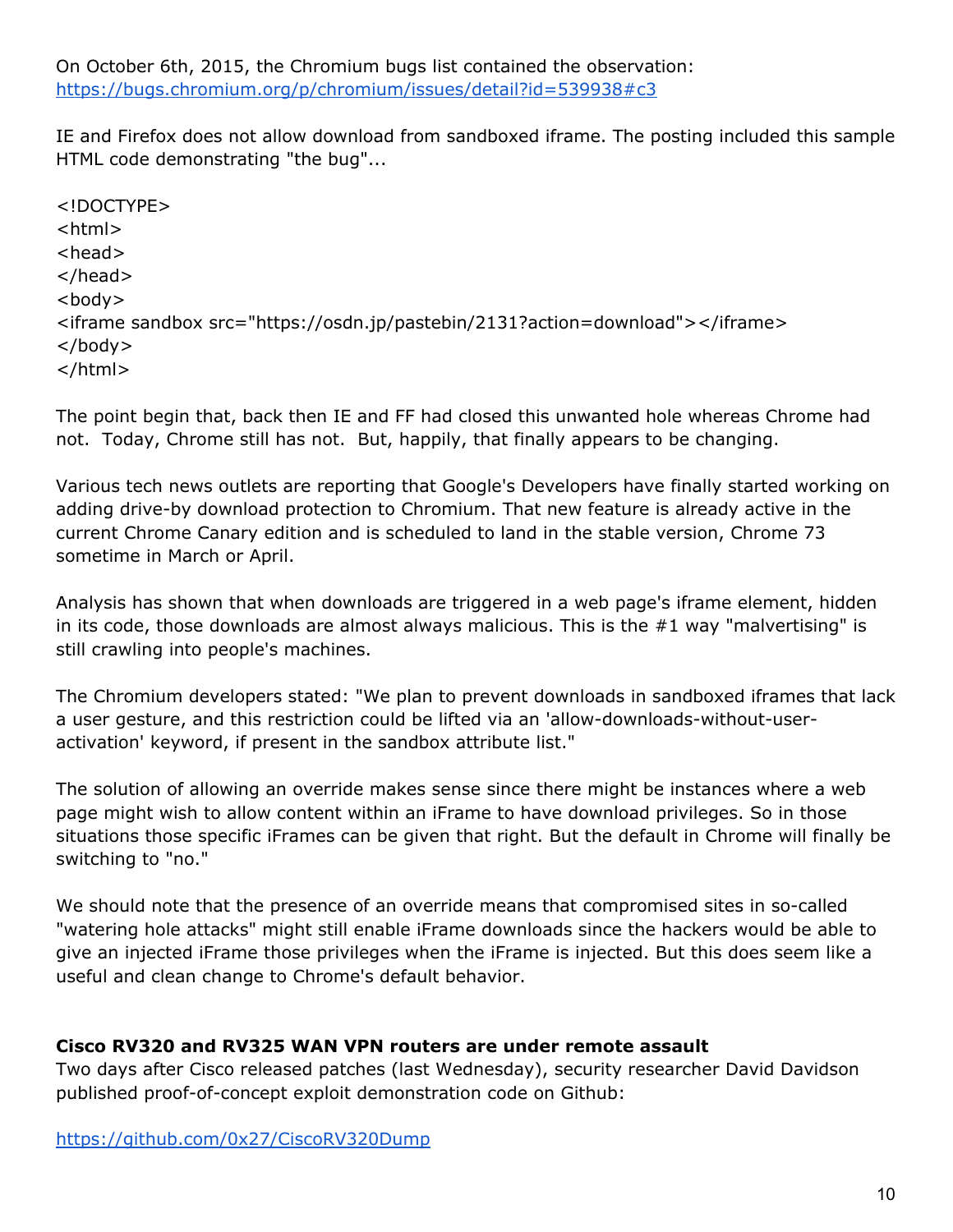On October 6th, 2015, the Chromium bugs list contained the observation:
https://bugs.chromium.org/p/chromium/issues/detail?id=539938#c3

IE and Firefox does not allow download from sandboxed iframe. The posting included this sample HTML code demonstrating "the bug"...

```
<!DOCTYPE>
<html>
<head>
</head>
<body>
<iframe sandbox src="https://osdn.jp/pastebin/2131?action=download"></iframe>
</body>
</html>
```

The point begin that, back then IE and FF had closed this unwanted hole whereas Chrome had not. Today, Chrome still has not. But, happily, that finally appears to be changing.

Various tech news outlets are reporting that Google's Developers have finally started working on adding drive-by download protection to Chromium. That new feature is already active in the current Chrome Canary edition and is scheduled to land in the stable version, Chrome 73 sometime in March or April.

Analysis has shown that when downloads are triggered in a web page's iframe element, hidden in its code, those downloads are almost always malicious. This is the #1 way "malvertising" is still crawling into people's machines.

The Chromium developers stated: "We plan to prevent downloads in sandboxed iframes that lack a user gesture, and this restriction could be lifted via an 'allow-downloads-without-user-activation' keyword, if present in the sandbox attribute list."

The solution of allowing an override makes sense since there might be instances where a web page might wish to allow content within an iFrame to have download privileges. So in those situations those specific iFrames can be given that right. But the default in Chrome will finally be switching to "no."

We should note that the presence of an override means that compromised sites in so-called "watering hole attacks" might still enable iFrame downloads since the hackers would be able to give an injected iFrame those privileges when the iFrame is injected. But this does seem like a useful and clean change to Chrome's default behavior.

**Cisco RV320 and RV325 WAN VPN routers are under remote assault**

Two days after Cisco released patches (last Wednesday), security researcher David Davidson published proof-of-concept exploit demonstration code on Github:

https://github.com/0x27/CiscoRV320Dump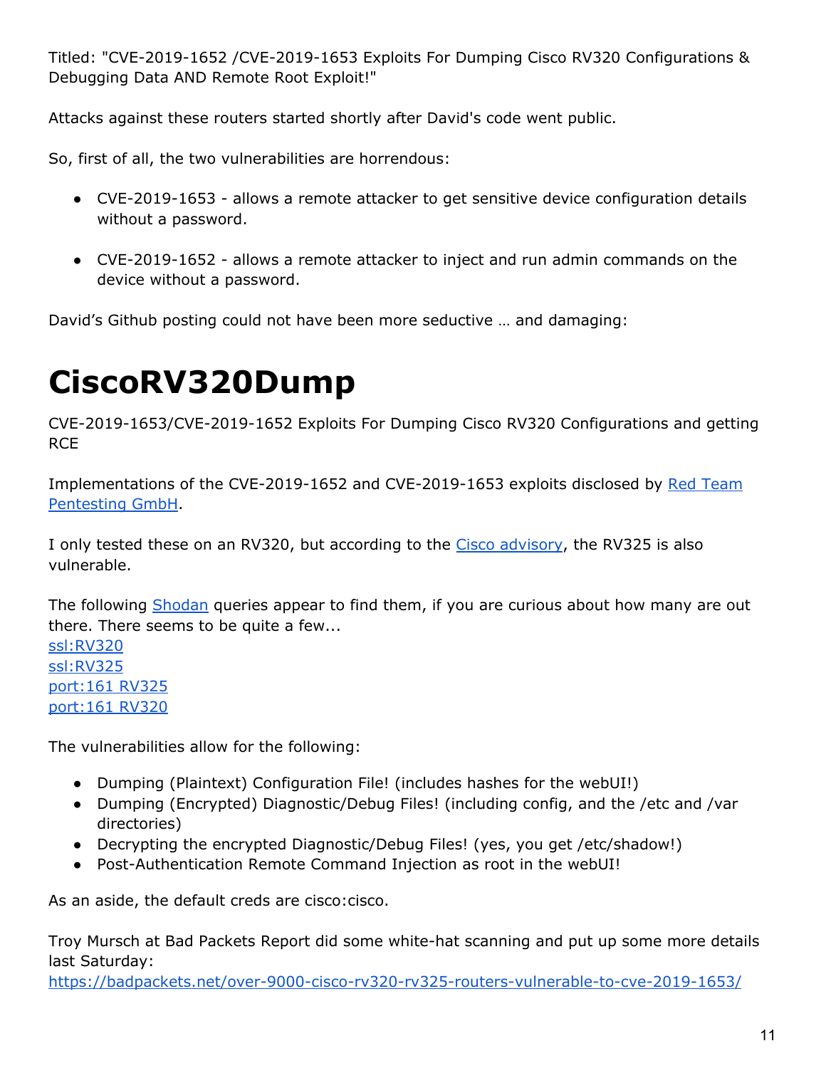Titled: "CVE-2019-1652 /CVE-2019-1653 Exploits For Dumping Cisco RV320 Configurations & Debugging Data AND Remote Root Exploit!"

Attacks against these routers started shortly after David's code went public.

So, first of all, the two vulnerabilities are horrendous:

- CVE-2019-1653 - allows a remote attacker to get sensitive device configuration details without a password.
- CVE-2019-1652 - allows a remote attacker to inject and run admin commands on the device without a password.

David's Github posting could not have been more seductive … and damaging:

# CiscoRV320Dump

CVE-2019-1653/CVE-2019-1652 Exploits For Dumping Cisco RV320 Configurations and getting RCE

Implementations of the CVE-2019-1652 and CVE-2019-1653 exploits disclosed by Red Team Pentesting GmbH.

I only tested these on an RV320, but according to the Cisco advisory, the RV325 is also vulnerable.

The following Shodan queries appear to find them, if you are curious about how many are out there. There seems to be quite a few...
ssl:RV320
ssl:RV325
port:161 RV325
port:161 RV320

The vulnerabilities allow for the following:

- Dumping (Plaintext) Configuration File! (includes hashes for the webUI!)
- Dumping (Encrypted) Diagnostic/Debug Files! (including config, and the /etc and /var directories)
- Decrypting the encrypted Diagnostic/Debug Files! (yes, you get /etc/shadow!)
- Post-Authentication Remote Command Injection as root in the webUI!

As an aside, the default creds are cisco:cisco.

Troy Mursch at Bad Packets Report did some white-hat scanning and put up some more details last Saturday:
https://badpackets.net/over-9000-cisco-rv320-rv325-routers-vulnerable-to-cve-2019-1653/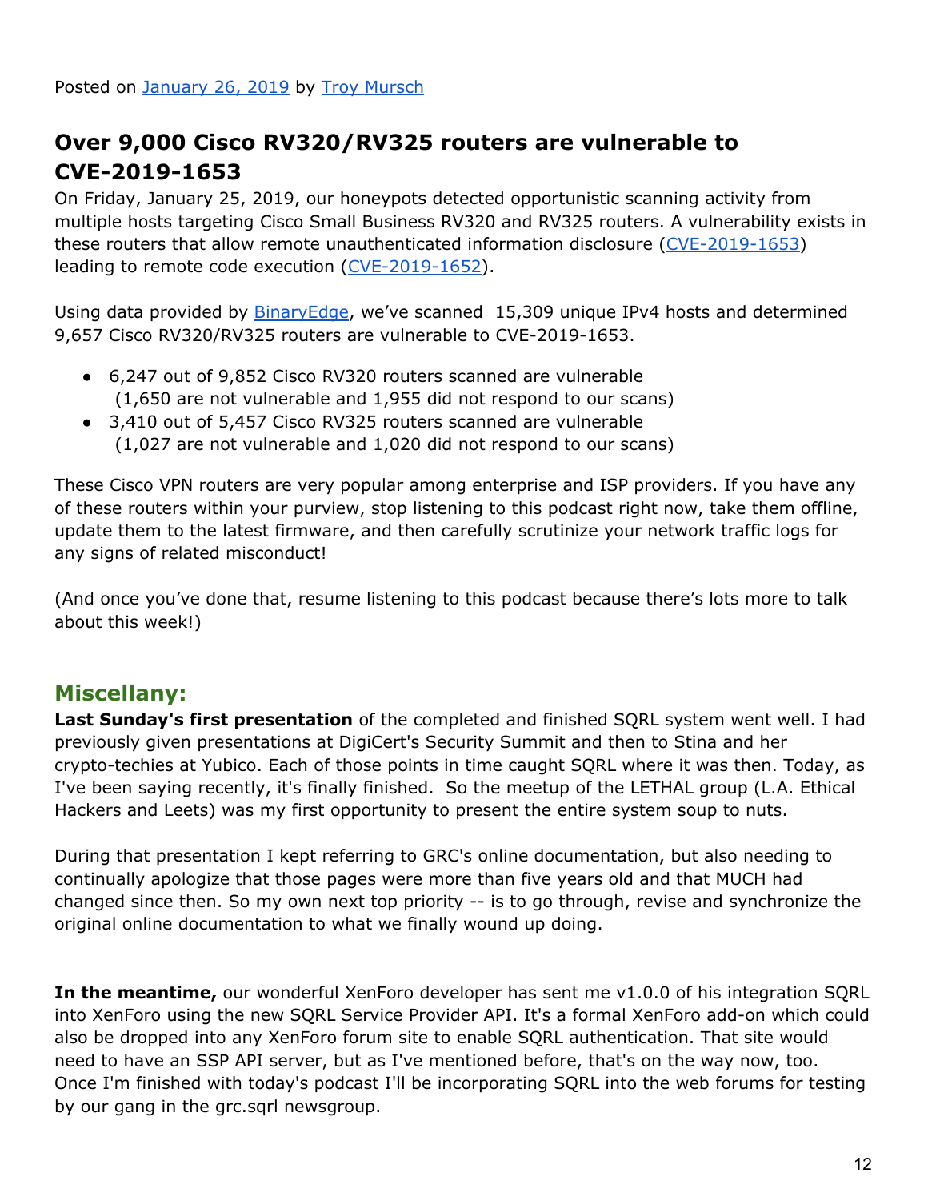Posted on [January 26, 2019](#) by [Troy Mursch](#)

## Over 9,000 Cisco RV320/RV325 routers are vulnerable to CVE-2019-1653

On Friday, January 25, 2019, our honeypots detected opportunistic scanning activity from multiple hosts targeting Cisco Small Business RV320 and RV325 routers. A vulnerability exists in these routers that allow remote unauthenticated information disclosure ([CVE-2019-1653](#)) leading to remote code execution ([CVE-2019-1652](#)).

Using data provided by [BinaryEdge](#), we've scanned 15,309 unique IPv4 hosts and determined 9,657 Cisco RV320/RV325 routers are vulnerable to CVE-2019-1653.

- 6,247 out of 9,852 Cisco RV320 routers scanned are vulnerable
  (1,650 are not vulnerable and 1,955 did not respond to our scans)
- 3,410 out of 5,457 Cisco RV325 routers scanned are vulnerable
  (1,027 are not vulnerable and 1,020 did not respond to our scans)

These Cisco VPN routers are very popular among enterprise and ISP providers. If you have any of these routers within your purview, stop listening to this podcast right now, take them offline, update them to the latest firmware, and then carefully scrutinize your network traffic logs for any signs of related misconduct!

(And once you've done that, resume listening to this podcast because there's lots more to talk about this week!)

## Miscellany:

**Last Sunday's first presentation** of the completed and finished SQRL system went well. I had previously given presentations at DigiCert's Security Summit and then to Stina and her crypto-techies at Yubico. Each of those points in time caught SQRL where it was then. Today, as I've been saying recently, it's finally finished. So the meetup of the LETHAL group (L.A. Ethical Hackers and Leets) was my first opportunity to present the entire system soup to nuts.

During that presentation I kept referring to GRC's online documentation, but also needing to continually apologize that those pages were more than five years old and that MUCH had changed since then. So my own next top priority -- is to go through, revise and synchronize the original online documentation to what we finally wound up doing.

**In the meantime,** our wonderful XenForo developer has sent me v1.0.0 of his integration SQRL into XenForo using the new SQRL Service Provider API. It's a formal XenForo add-on which could also be dropped into any XenForo forum site to enable SQRL authentication. That site would need to have an SSP API server, but as I've mentioned before, that's on the way now, too. Once I'm finished with today's podcast I'll be incorporating SQRL into the web forums for testing by our gang in the grc.sqrl newsgroup.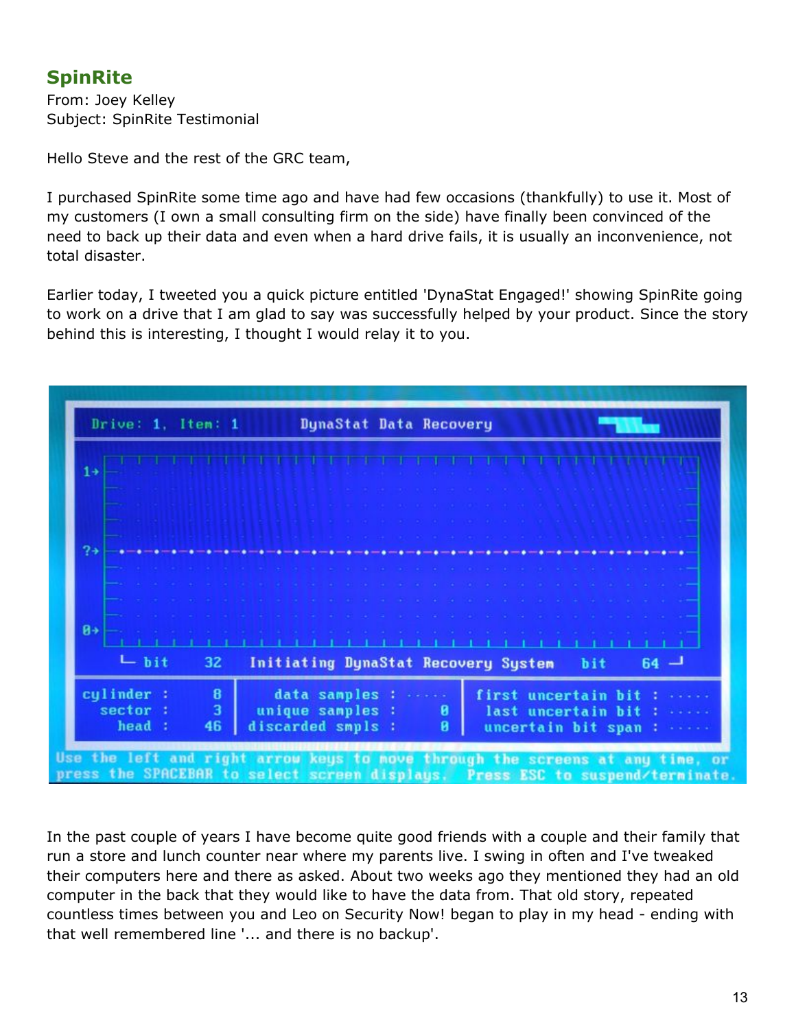## SpinRite

From: Joey Kelley
Subject: SpinRite Testimonial

Hello Steve and the rest of the GRC team,

I purchased SpinRite some time ago and have had few occasions (thankfully) to use it. Most of my customers (I own a small consulting firm on the side) have finally been convinced of the need to back up their data and even when a hard drive fails, it is usually an inconvenience, not total disaster.

Earlier today, I tweeted you a quick picture entitled 'DynaStat Engaged!' showing SpinRite going to work on a drive that I am glad to say was successfully helped by your product. Since the story behind this is interesting, I thought I would relay it to you.

In the past couple of years I have become quite good friends with a couple and their family that run a store and lunch counter near where my parents live. I swing in often and I've tweaked their computers here and there as asked. About two weeks ago they mentioned they had an old computer in the back that they would like to have the data from. That old story, repeated countless times between you and Leo on Security Now! began to play in my head - ending with that well remembered line '... and there is no backup'.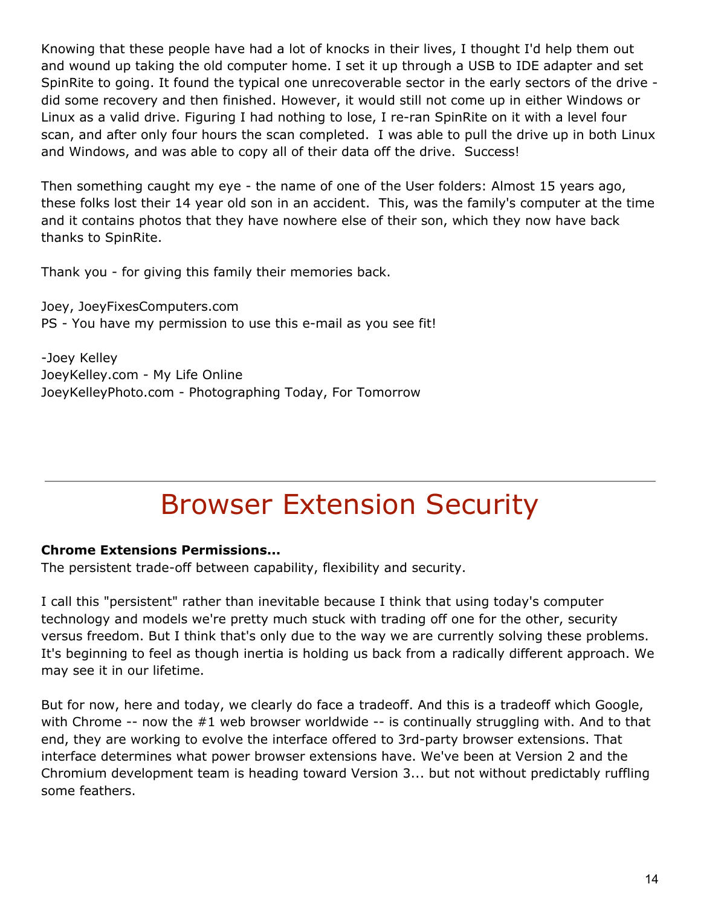Knowing that these people have had a lot of knocks in their lives, I thought I'd help them out and wound up taking the old computer home. I set it up through a USB to IDE adapter and set SpinRite to going. It found the typical one unrecoverable sector in the early sectors of the drive - did some recovery and then finished. However, it would still not come up in either Windows or Linux as a valid drive. Figuring I had nothing to lose, I re-ran SpinRite on it with a level four scan, and after only four hours the scan completed. I was able to pull the drive up in both Linux and Windows, and was able to copy all of their data off the drive. Success!

Then something caught my eye - the name of one of the User folders: Almost 15 years ago, these folks lost their 14 year old son in an accident. This, was the family's computer at the time and it contains photos that they have nowhere else of their son, which they now have back thanks to SpinRite.

Thank you - for giving this family their memories back.

Joey, JoeyFixesComputers.com
PS - You have my permission to use this e-mail as you see fit!

-Joey Kelley
JoeyKelley.com - My Life Online
JoeyKelleyPhoto.com - Photographing Today, For Tomorrow

---

# Browser Extension Security

**Chrome Extensions Permissions...**
The persistent trade-off between capability, flexibility and security.

I call this "persistent" rather than inevitable because I think that using today's computer technology and models we're pretty much stuck with trading off one for the other, security versus freedom. But I think that's only due to the way we are currently solving these problems. It's beginning to feel as though inertia is holding us back from a radically different approach. We may see it in our lifetime.

But for now, here and today, we clearly do face a tradeoff. And this is a tradeoff which Google, with Chrome -- now the #1 web browser worldwide -- is continually struggling with. And to that end, they are working to evolve the interface offered to 3rd-party browser extensions. That interface determines what power browser extensions have. We've been at Version 2 and the Chromium development team is heading toward Version 3... but not without predictably ruffling some feathers.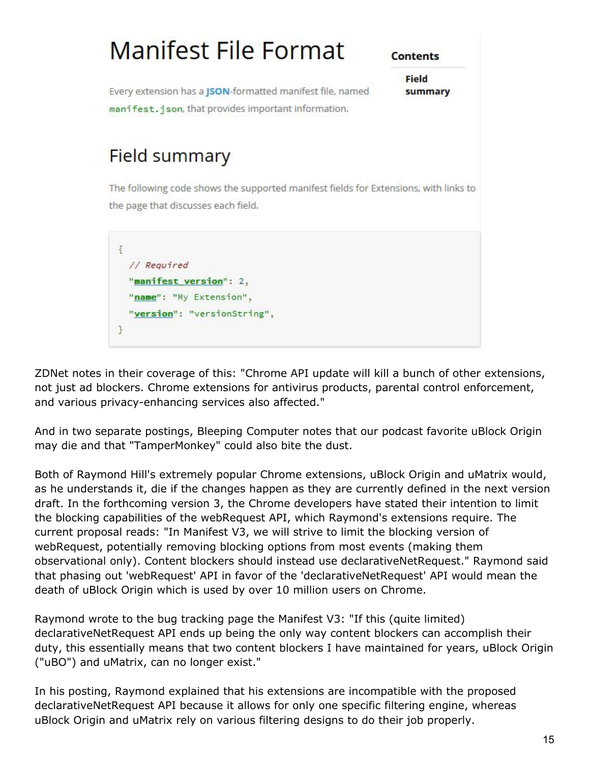# Manifest File Format

**Contents**

**Field summary**

Every extension has a **JSON**-formatted manifest file, named `manifest.json`, that provides important information.

## Field summary

The following code shows the supported manifest fields for Extensions, with links to the page that discusses each field.

```
{
  // Required
  "manifest_version": 2,
  "name": "My Extension",
  "version": "versionString",
}
```

ZDNet notes in their coverage of this: "Chrome API update will kill a bunch of other extensions, not just ad blockers. Chrome extensions for antivirus products, parental control enforcement, and various privacy-enhancing services also affected."

And in two separate postings, Bleeping Computer notes that our podcast favorite uBlock Origin may die and that "TamperMonkey" could also bite the dust.

Both of Raymond Hill's extremely popular Chrome extensions, uBlock Origin and uMatrix would, as he understands it, die if the changes happen as they are currently defined in the next version draft. In the forthcoming version 3, the Chrome developers have stated their intention to limit the blocking capabilities of the webRequest API, which Raymond's extensions require. The current proposal reads: "In Manifest V3, we will strive to limit the blocking version of webRequest, potentially removing blocking options from most events (making them observational only). Content blockers should instead use declarativeNetRequest." Raymond said that phasing out 'webRequest' API in favor of the 'declarativeNetRequest' API would mean the death of uBlock Origin which is used by over 10 million users on Chrome.

Raymond wrote to the bug tracking page the Manifest V3: "If this (quite limited) declarativeNetRequest API ends up being the only way content blockers can accomplish their duty, this essentially means that two content blockers I have maintained for years, uBlock Origin ("uBO") and uMatrix, can no longer exist."

In his posting, Raymond explained that his extensions are incompatible with the proposed declarativeNetRequest API because it allows for only one specific filtering engine, whereas uBlock Origin and uMatrix rely on various filtering designs to do their job properly.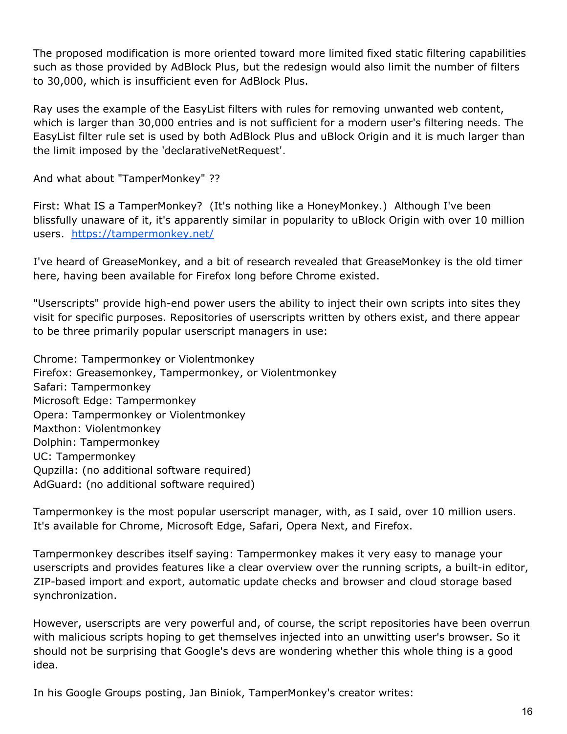The proposed modification is more oriented toward more limited fixed static filtering capabilities such as those provided by AdBlock Plus, but the redesign would also limit the number of filters to 30,000, which is insufficient even for AdBlock Plus.

Ray uses the example of the EasyList filters with rules for removing unwanted web content, which is larger than 30,000 entries and is not sufficient for a modern user's filtering needs. The EasyList filter rule set is used by both AdBlock Plus and uBlock Origin and it is much larger than the limit imposed by the 'declarativeNetRequest'.

And what about "TamperMonkey" ??

First: What IS a TamperMonkey? (It's nothing like a HoneyMonkey.) Although I've been blissfully unaware of it, it's apparently similar in popularity to uBlock Origin with over 10 million users. [https://tampermonkey.net/](https://tampermonkey.net/)

I've heard of GreaseMonkey, and a bit of research revealed that GreaseMonkey is the old timer here, having been available for Firefox long before Chrome existed.

"Userscripts" provide high-end power users the ability to inject their own scripts into sites they visit for specific purposes. Repositories of userscripts written by others exist, and there appear to be three primarily popular userscript managers in use:

Chrome: Tampermonkey or Violentmonkey
Firefox: Greasemonkey, Tampermonkey, or Violentmonkey
Safari: Tampermonkey
Microsoft Edge: Tampermonkey
Opera: Tampermonkey or Violentmonkey
Maxthon: Violentmonkey
Dolphin: Tampermonkey
UC: Tampermonkey
Qupzilla: (no additional software required)
AdGuard: (no additional software required)

Tampermonkey is the most popular userscript manager, with, as I said, over 10 million users. It's available for Chrome, Microsoft Edge, Safari, Opera Next, and Firefox.

Tampermonkey describes itself saying: Tampermonkey makes it very easy to manage your userscripts and provides features like a clear overview over the running scripts, a built-in editor, ZIP-based import and export, automatic update checks and browser and cloud storage based synchronization.

However, userscripts are very powerful and, of course, the script repositories have been overrun with malicious scripts hoping to get themselves injected into an unwitting user's browser. So it should not be surprising that Google's devs are wondering whether this whole thing is a good idea.

In his Google Groups posting, Jan Biniok, TamperMonkey's creator writes: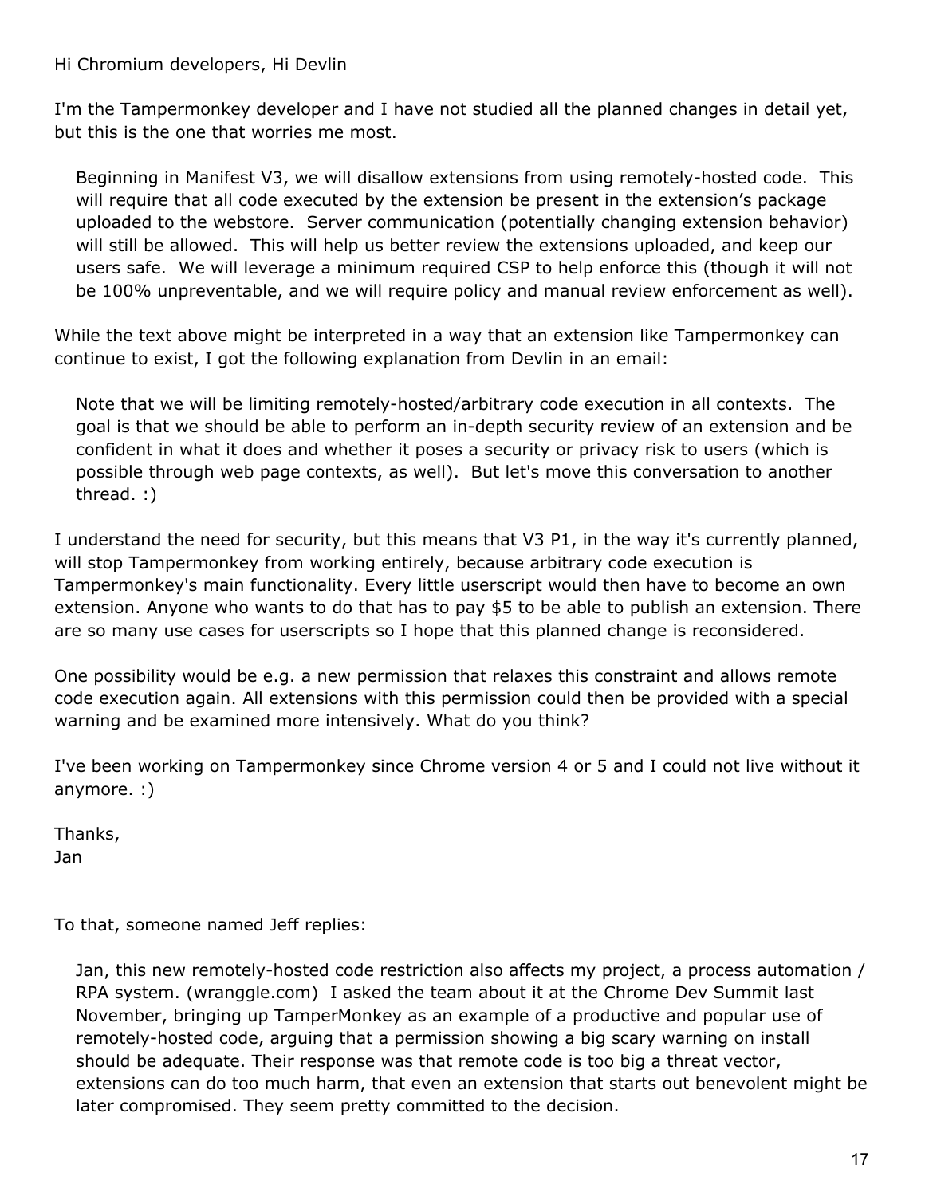Hi Chromium developers, Hi Devlin

I'm the Tampermonkey developer and I have not studied all the planned changes in detail yet, but this is the one that worries me most.

> Beginning in Manifest V3, we will disallow extensions from using remotely-hosted code. This will require that all code executed by the extension be present in the extension's package uploaded to the webstore. Server communication (potentially changing extension behavior) will still be allowed. This will help us better review the extensions uploaded, and keep our users safe. We will leverage a minimum required CSP to help enforce this (though it will not be 100% unpreventable, and we will require policy and manual review enforcement as well).

While the text above might be interpreted in a way that an extension like Tampermonkey can continue to exist, I got the following explanation from Devlin in an email:

> Note that we will be limiting remotely-hosted/arbitrary code execution in all contexts. The goal is that we should be able to perform an in-depth security review of an extension and be confident in what it does and whether it poses a security or privacy risk to users (which is possible through web page contexts, as well). But let's move this conversation to another thread. :)

I understand the need for security, but this means that V3 P1, in the way it's currently planned, will stop Tampermonkey from working entirely, because arbitrary code execution is Tampermonkey's main functionality. Every little userscript would then have to become an own extension. Anyone who wants to do that has to pay $5 to be able to publish an extension. There are so many use cases for userscripts so I hope that this planned change is reconsidered.

One possibility would be e.g. a new permission that relaxes this constraint and allows remote code execution again. All extensions with this permission could then be provided with a special warning and be examined more intensively. What do you think?

I've been working on Tampermonkey since Chrome version 4 or 5 and I could not live without it anymore. :)

Thanks,
Jan

To that, someone named Jeff replies:

> Jan, this new remotely-hosted code restriction also affects my project, a process automation / RPA system. (wranggle.com) I asked the team about it at the Chrome Dev Summit last November, bringing up TamperMonkey as an example of a productive and popular use of remotely-hosted code, arguing that a permission showing a big scary warning on install should be adequate. Their response was that remote code is too big a threat vector, extensions can do too much harm, that even an extension that starts out benevolent might be later compromised. They seem pretty committed to the decision.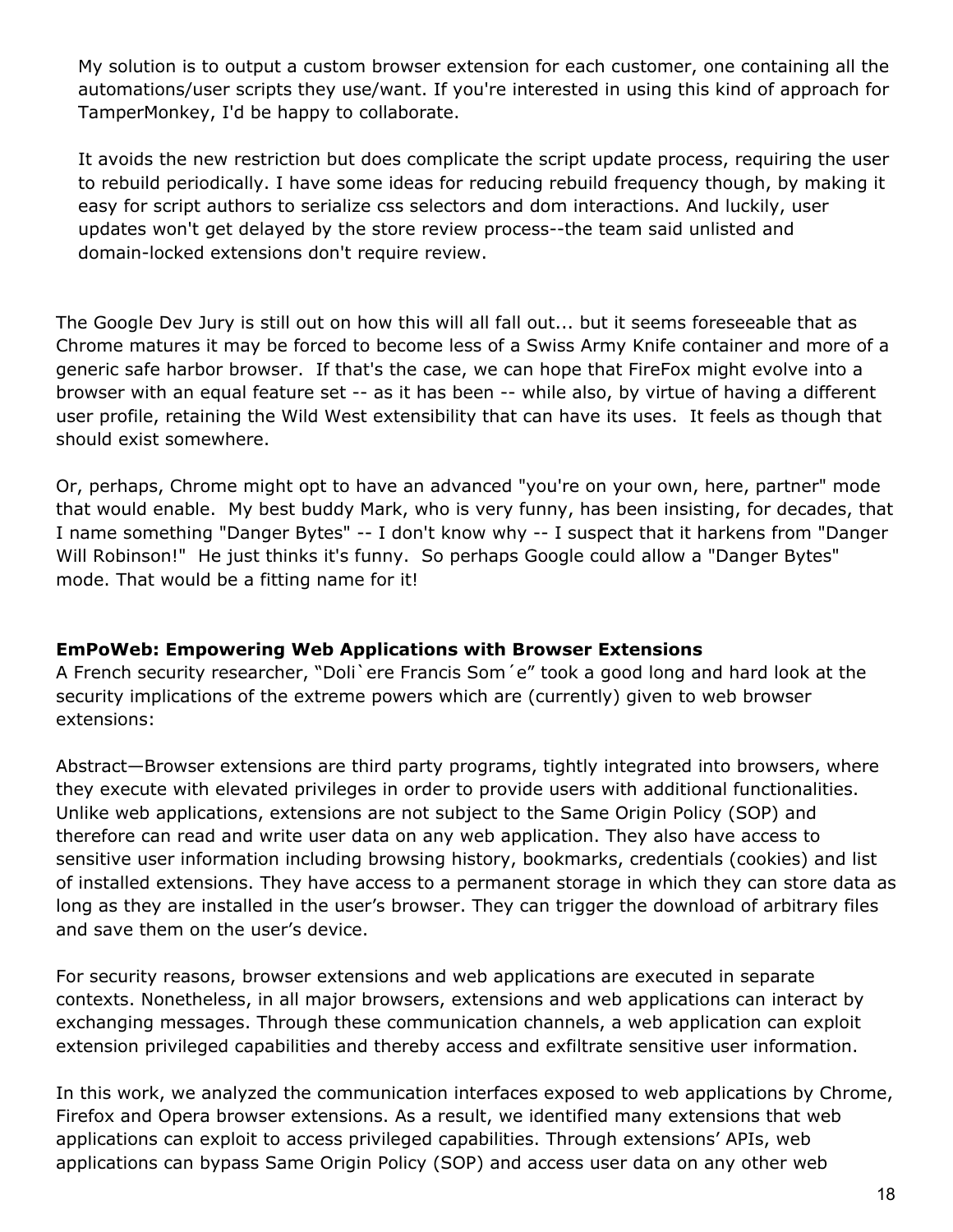My solution is to output a custom browser extension for each customer, one containing all the automations/user scripts they use/want. If you're interested in using this kind of approach for TamperMonkey, I'd be happy to collaborate.

It avoids the new restriction but does complicate the script update process, requiring the user to rebuild periodically. I have some ideas for reducing rebuild frequency though, by making it easy for script authors to serialize css selectors and dom interactions. And luckily, user updates won't get delayed by the store review process--the team said unlisted and domain-locked extensions don't require review.

The Google Dev Jury is still out on how this will all fall out... but it seems foreseeable that as Chrome matures it may be forced to become less of a Swiss Army Knife container and more of a generic safe harbor browser. If that's the case, we can hope that FireFox might evolve into a browser with an equal feature set -- as it has been -- while also, by virtue of having a different user profile, retaining the Wild West extensibility that can have its uses. It feels as though that should exist somewhere.

Or, perhaps, Chrome might opt to have an advanced "you're on your own, here, partner" mode that would enable. My best buddy Mark, who is very funny, has been insisting, for decades, that I name something "Danger Bytes" -- I don't know why -- I suspect that it harkens from "Danger Will Robinson!" He just thinks it's funny. So perhaps Google could allow a "Danger Bytes" mode. That would be a fitting name for it!

**EmPoWeb: Empowering Web Applications with Browser Extensions**
A French security researcher, “Doli`ere Francis Som´e” took a good long and hard look at the security implications of the extreme powers which are (currently) given to web browser extensions:

Abstract—Browser extensions are third party programs, tightly integrated into browsers, where they execute with elevated privileges in order to provide users with additional functionalities. Unlike web applications, extensions are not subject to the Same Origin Policy (SOP) and therefore can read and write user data on any web application. They also have access to sensitive user information including browsing history, bookmarks, credentials (cookies) and list of installed extensions. They have access to a permanent storage in which they can store data as long as they are installed in the user’s browser. They can trigger the download of arbitrary files and save them on the user’s device.

For security reasons, browser extensions and web applications are executed in separate contexts. Nonetheless, in all major browsers, extensions and web applications can interact by exchanging messages. Through these communication channels, a web application can exploit extension privileged capabilities and thereby access and exfiltrate sensitive user information.

In this work, we analyzed the communication interfaces exposed to web applications by Chrome, Firefox and Opera browser extensions. As a result, we identified many extensions that web applications can exploit to access privileged capabilities. Through extensions’ APIs, web applications can bypass Same Origin Policy (SOP) and access user data on any other web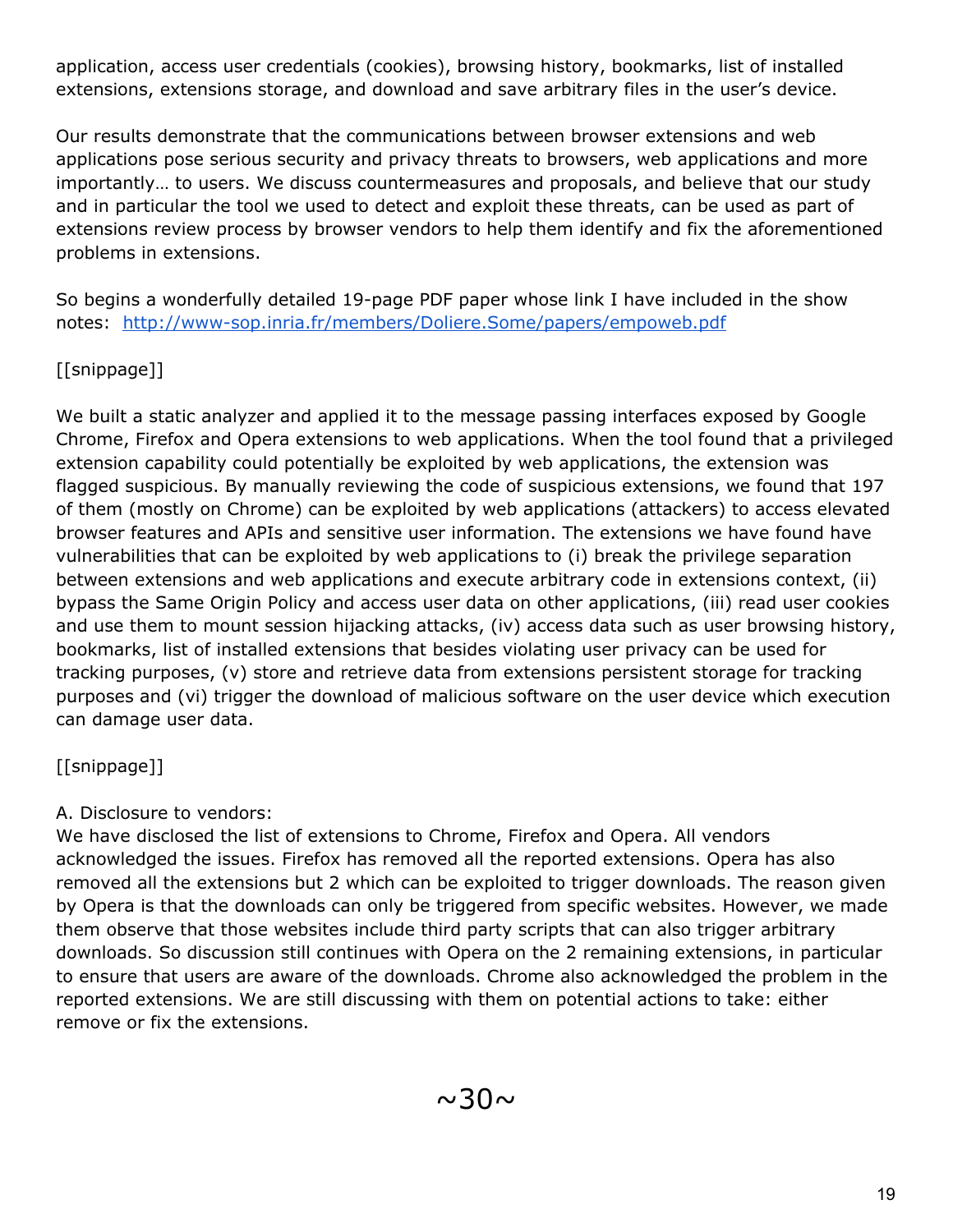application, access user credentials (cookies), browsing history, bookmarks, list of installed extensions, extensions storage, and download and save arbitrary files in the user's device.

Our results demonstrate that the communications between browser extensions and web applications pose serious security and privacy threats to browsers, web applications and more importantly… to users. We discuss countermeasures and proposals, and believe that our study and in particular the tool we used to detect and exploit these threats, can be used as part of extensions review process by browser vendors to help them identify and fix the aforementioned problems in extensions.

So begins a wonderfully detailed 19-page PDF paper whose link I have included in the show notes: [http://www-sop.inria.fr/members/Doliere.Some/papers/empoweb.pdf](http://www-sop.inria.fr/members/Doliere.Some/papers/empoweb.pdf)

[[snippage]]

We built a static analyzer and applied it to the message passing interfaces exposed by Google Chrome, Firefox and Opera extensions to web applications. When the tool found that a privileged extension capability could potentially be exploited by web applications, the extension was flagged suspicious. By manually reviewing the code of suspicious extensions, we found that 197 of them (mostly on Chrome) can be exploited by web applications (attackers) to access elevated browser features and APIs and sensitive user information. The extensions we have found have vulnerabilities that can be exploited by web applications to (i) break the privilege separation between extensions and web applications and execute arbitrary code in extensions context, (ii) bypass the Same Origin Policy and access user data on other applications, (iii) read user cookies and use them to mount session hijacking attacks, (iv) access data such as user browsing history, bookmarks, list of installed extensions that besides violating user privacy can be used for tracking purposes, (v) store and retrieve data from extensions persistent storage for tracking purposes and (vi) trigger the download of malicious software on the user device which execution can damage user data.

[[snippage]]

A. Disclosure to vendors:
We have disclosed the list of extensions to Chrome, Firefox and Opera. All vendors acknowledged the issues. Firefox has removed all the reported extensions. Opera has also removed all the extensions but 2 which can be exploited to trigger downloads. The reason given by Opera is that the downloads can only be triggered from specific websites. However, we made them observe that those websites include third party scripts that can also trigger arbitrary downloads. So discussion still continues with Opera on the 2 remaining extensions, in particular to ensure that users are aware of the downloads. Chrome also acknowledged the problem in the reported extensions. We are still discussing with them on potential actions to take: either remove or fix the extensions.

~30~